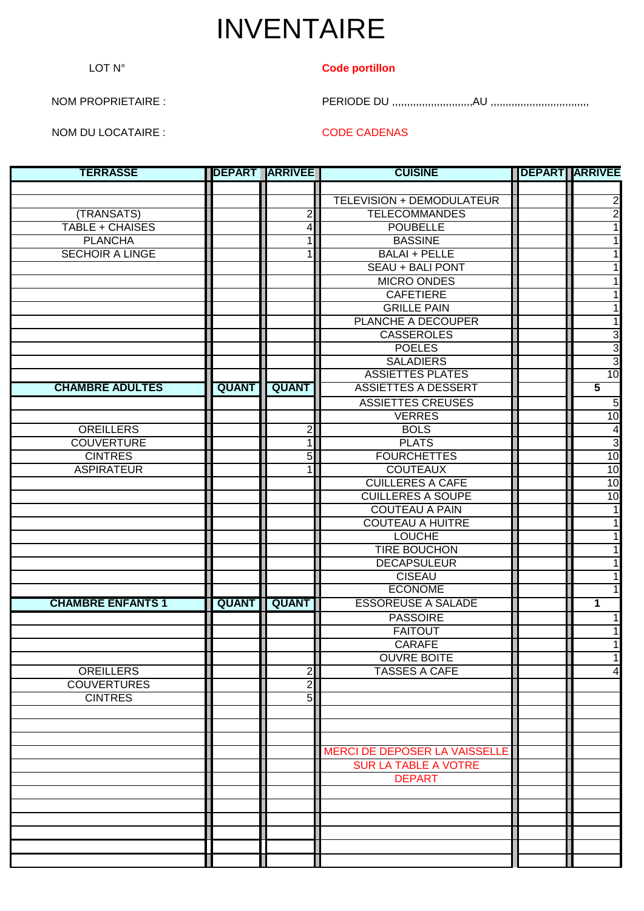# INVENTAIRE

LOT N°

**Code portillon**

NOM PROPRIETAIRE :

PERIODE DU ,,,,,,,,,,,,,,,,,,,,,,,,,,,,,,AU ,,,,,,,,,,,,,,,,,,,,,,,,,,,,,,,,,,,

NOM DU LOCATAIRE :

CODE CADENAS

| TERRASSE | DEPART | ARRIVEE | CUISINE | DEPART | ARRIVEE |
|---|---|---|---|---|---|
| | | | | | |
| | | | TELEVISION + DEMODULATEUR | | 2 |
| (TRANSATS) | | 2 | TELECOMMANDES | | 2 |
| TABLE + CHAISES | | 4 | POUBELLE | | 1 |
| PLANCHA | | 1 | BASSINE | | 1 |
| SECHOIR A LINGE | | 1 | BALAI + PELLE | | 1 |
| | | | SEAU + BALI PONT | | 1 |
| | | | MICRO ONDES | | 1 |
| | | | CAFETIERE | | 1 |
| | | | GRILLE PAIN | | 1 |
| | | | PLANCHE A DECOUPER | | 1 |
| | | | CASSEROLES | | 3 |
| | | | POELES | | 3 |
| | | | SALADIERS | | 3 |
| | | | ASSIETTES PLATES | | 10 |
| **CHAMBRE ADULTES** | **QUANT** | **QUANT** | ASSIETTES A DESSERT | | **5** |
| | | | ASSIETTES CREUSES | | 5 |
| | | | VERRES | | 10 |
| OREILLERS | | 2 | BOLS | | 4 |
| COUVERTURE | | 1 | PLATS | | 3 |
| CINTRES | | 5 | FOURCHETTES | | 10 |
| ASPIRATEUR | | 1 | COUTEAUX | | 10 |
| | | | CUILLERES A CAFE | | 10 |
| | | | CUILLERES A SOUPE | | 10 |
| | | | COUTEAU A PAIN | | 1 |
| | | | COUTEAU A HUITRE | | 1 |
| | | | LOUCHE | | 1 |
| | | | TIRE BOUCHON | | 1 |
| | | | DECAPSULEUR | | 1 |
| | | | CISEAU | | 1 |
| | | | ECONOME | | 1 |
| **CHAMBRE ENFANTS 1** | **QUANT** | **QUANT** | ESSOREUSE A SALADE | | **1** |
| | | | PASSOIRE | | 1 |
| | | | FAITOUT | | 1 |
| | | | CARAFE | | 1 |
| | | | OUVRE BOITE | | 1 |
| OREILLERS | | 2 | TASSES A CAFE | | 4 |
| COUVERTURES | | 2 | | | |
| CINTRES | | 5 | | | |
| | | | | | |
| | | | | | |
| | | | | | |
| | | | MERCI DE DEPOSER LA VAISSELLE | | |
| | | | SUR LA TABLE A VOTRE | | |
| | | | DEPART | | |
| | | | | | |
| | | | | | |
| | | | | | |
| | | | | | |
| | | | | | |
| | | | | | |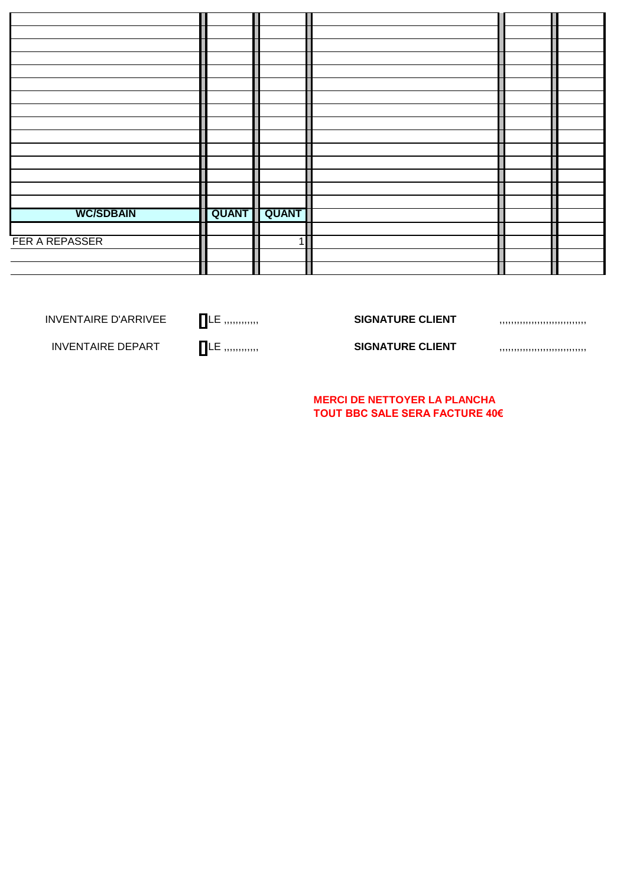| | | | | | |
|---|---|---|---|---|---|
| | | | | | |
| | | | | | |
| | | | | | |
| | | | | | |
| | | | | | |
| | | | | | |
| | | | | | |
| | | | | | |
| | | | | | |
| | | | | | |
| | | | | | |
| | | | | | |
| | | | | | |
| | | | | | |
| | | | | | |
| **WC/SDBAIN** | **QUANT** | **QUANT** | | | |
| | | | | | |
| FER A REPASSER | | 1 | | | |
| | | | | | |
| | | | | | |

INVENTAIRE D'ARRIVEE ▯LE ,,,,,,,,,,,, **SIGNATURE CLIENT** ,,,,,,,,,,,,,,,,,,,,,,,,,,,,,,

INVENTAIRE DEPART ▯LE ,,,,,,,,,,,, **SIGNATURE CLIENT** ,,,,,,,,,,,,,,,,,,,,,,,,,,,,,,

**MERCI DE NETTOYER LA PLANCHA**
**TOUT BBC SALE SERA FACTURE 40€**